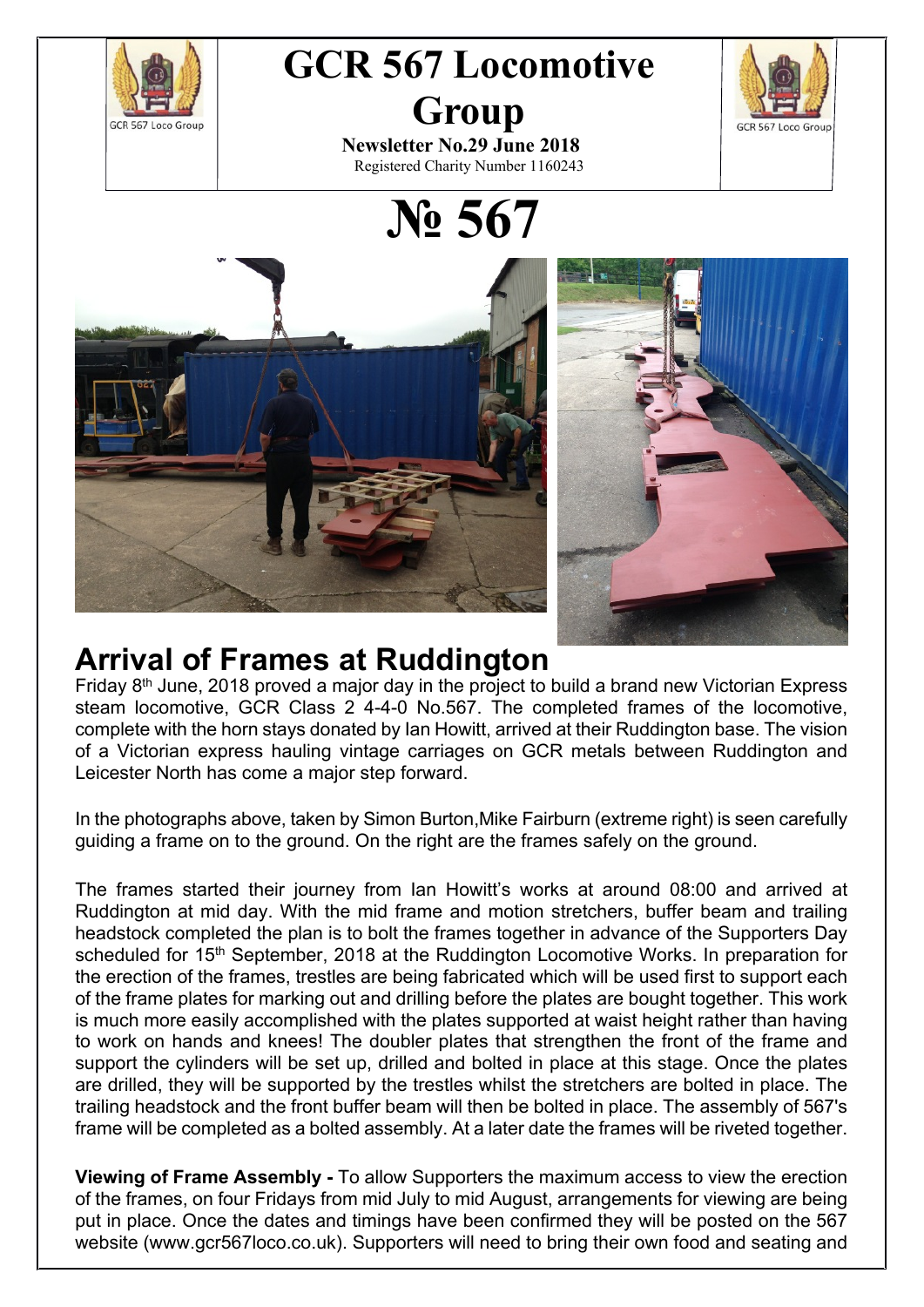# GCR 567 Locomotive Group

**Newsletter No.29 June 2018**

Registered Charity Number 1160243

# № 567

## Arrival of Frames at Ruddington

Friday 8th June, 2018 proved a major day in the project to build a brand new Victorian Express steam locomotive, GCR Class 2 4-4-0 No.567. The completed frames of the locomotive, complete with the horn stays donated by Ian Howitt, arrived at their Ruddington base. The vision of a Victorian express hauling vintage carriages on GCR metals between Ruddington and Leicester North has come a major step forward.

In the photographs above, taken by Simon Burton,Mike Fairburn (extreme right) is seen carefully guiding a frame on to the ground. On the right are the frames safely on the ground.

The frames started their journey from Ian Howitt's works at around 08:00 and arrived at Ruddington at mid day. With the mid frame and motion stretchers, buffer beam and trailing headstock completed the plan is to bolt the frames together in advance of the Supporters Day scheduled for 15th September, 2018 at the Ruddington Locomotive Works. In preparation for the erection of the frames, trestles are being fabricated which will be used first to support each of the frame plates for marking out and drilling before the plates are bought together. This work is much more easily accomplished with the plates supported at waist height rather than having to work on hands and knees! The doubler plates that strengthen the front of the frame and support the cylinders will be set up, drilled and bolted in place at this stage. Once the plates are drilled, they will be supported by the trestles whilst the stretchers are bolted in place. The trailing headstock and the front buffer beam will then be bolted in place. The assembly of 567's frame will be completed as a bolted assembly. At a later date the frames will be riveted together.

**Viewing of Frame Assembly -** To allow Supporters the maximum access to view the erection of the frames, on four Fridays from mid July to mid August, arrangements for viewing are being put in place. Once the dates and timings have been confirmed they will be posted on the 567 website (www.gcr567loco.co.uk). Supporters will need to bring their own food and seating and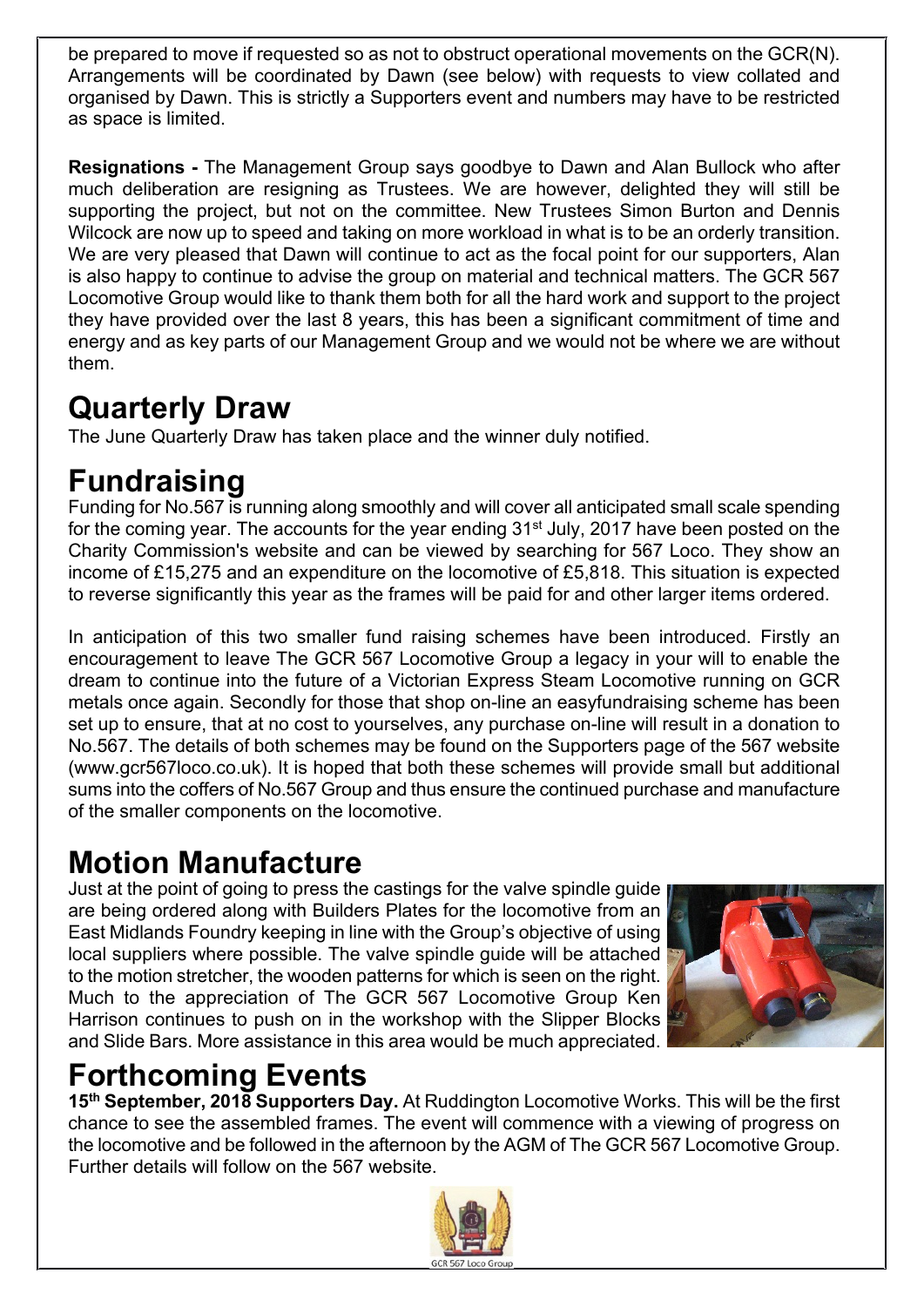be prepared to move if requested so as not to obstruct operational movements on the GCR(N). Arrangements will be coordinated by Dawn (see below) with requests to view collated and organised by Dawn. This is strictly a Supporters event and numbers may have to be restricted as space is limited.

**Resignations -** The Management Group says goodbye to Dawn and Alan Bullock who after much deliberation are resigning as Trustees. We are however, delighted they will still be supporting the project, but not on the committee. New Trustees Simon Burton and Dennis Wilcock are now up to speed and taking on more workload in what is to be an orderly transition. We are very pleased that Dawn will continue to act as the focal point for our supporters, Alan is also happy to continue to advise the group on material and technical matters. The GCR 567 Locomotive Group would like to thank them both for all the hard work and support to the project they have provided over the last 8 years, this has been a significant commitment of time and energy and as key parts of our Management Group and we would not be where we are without them.

## Quarterly Draw

The June Quarterly Draw has taken place and the winner duly notified.

## Fundraising

Funding for No.567 is running along smoothly and will cover all anticipated small scale spending for the coming year. The accounts for the year ending 31st July, 2017 have been posted on the Charity Commission's website and can be viewed by searching for 567 Loco. They show an income of £15,275 and an expenditure on the locomotive of £5,818. This situation is expected to reverse significantly this year as the frames will be paid for and other larger items ordered.

In anticipation of this two smaller fund raising schemes have been introduced. Firstly an encouragement to leave The GCR 567 Locomotive Group a legacy in your will to enable the dream to continue into the future of a Victorian Express Steam Locomotive running on GCR metals once again. Secondly for those that shop on-line an easyfundraising scheme has been set up to ensure, that at no cost to yourselves, any purchase on-line will result in a donation to No.567. The details of both schemes may be found on the Supporters page of the 567 website (www.gcr567loco.co.uk). It is hoped that both these schemes will provide small but additional sums into the coffers of No.567 Group and thus ensure the continued purchase and manufacture of the smaller components on the locomotive.

## Motion Manufacture

Just at the point of going to press the castings for the valve spindle guide are being ordered along with Builders Plates for the locomotive from an East Midlands Foundry keeping in line with the Group's objective of using local suppliers where possible. The valve spindle guide will be attached to the motion stretcher, the wooden patterns for which is seen on the right. Much to the appreciation of The GCR 567 Locomotive Group Ken Harrison continues to push on in the workshop with the Slipper Blocks and Slide Bars. More assistance in this area would be much appreciated.

## Forthcoming Events

**15th September, 2018 Supporters Day.** At Ruddington Locomotive Works. This will be the first chance to see the assembled frames. The event will commence with a viewing of progress on the locomotive and be followed in the afternoon by the AGM of The GCR 567 Locomotive Group. Further details will follow on the 567 website.

GCR 567 Loco Group